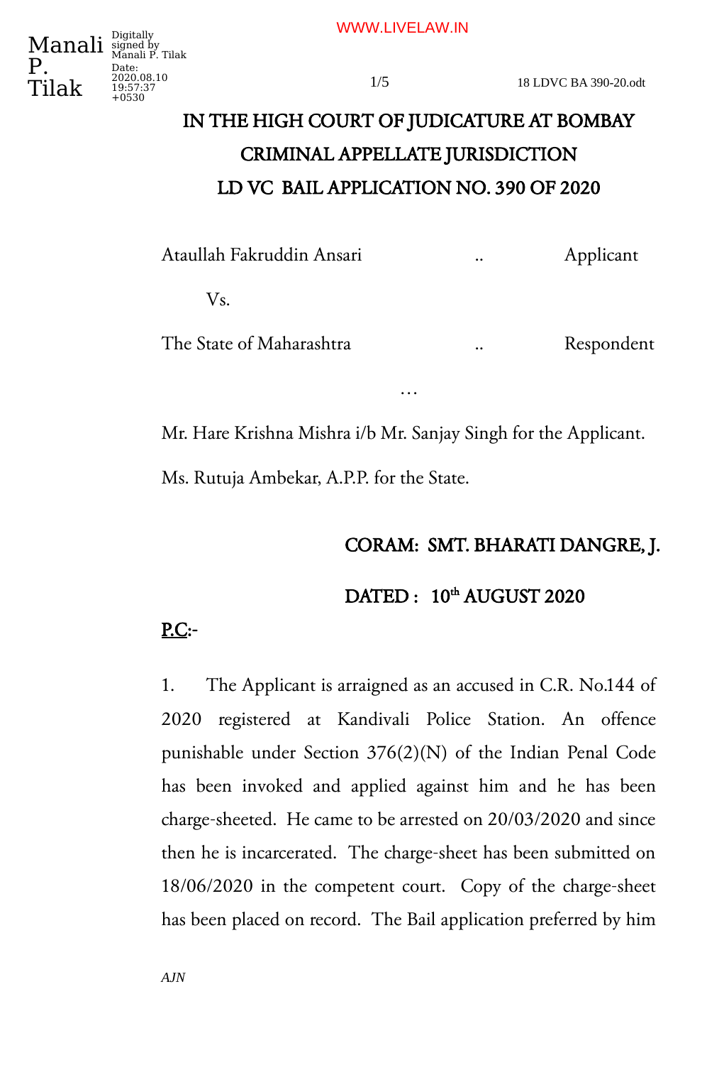# IN THE HIGH COURT OF JUDICATURE AT BOMBAY

## CRIMINAL APPELLATE JURISDICTION

## LD VC BAIL APPLICATION NO. 390 OF 2020

Ataullah Fakruddin Ansari .. Applicant

Vs.

The State of Maharashtra .. Respondent

…

Mr. Hare Krishna Mishra i/b Mr. Sanjay Singh for the Applicant.

Ms. Rutuja Ambekar, A.P.P. for the State.

**CORAM: SMT. BHARATI DANGRE, J.**

**DATED : 10th AUGUST 2020**

**P.C:-**

1. The Applicant is arraigned as an accused in C.R. No.144 of 2020 registered at Kandivali Police Station. An offence punishable under Section 376(2)(N) of the Indian Penal Code has been invoked and applied against him and he has been charge-sheeted. He came to be arrested on 20/03/2020 and since then he is incarcerated. The charge-sheet has been submitted on 18/06/2020 in the competent court. Copy of the charge-sheet has been placed on record. The Bail application preferred by him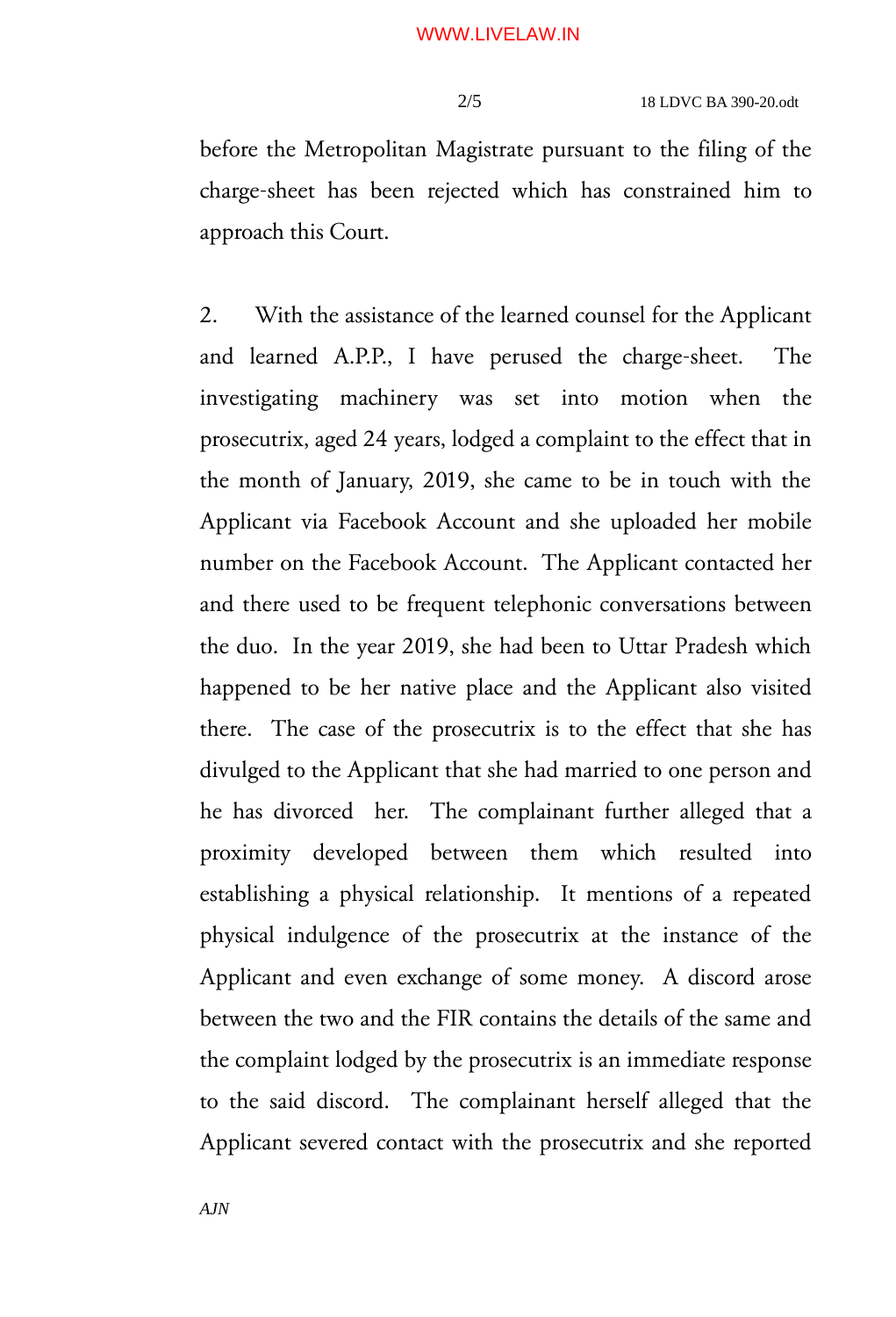before the Metropolitan Magistrate pursuant to the filing of the charge-sheet has been rejected which has constrained him to approach this Court.

2. With the assistance of the learned counsel for the Applicant and learned A.P.P., I have perused the charge-sheet. The investigating machinery was set into motion when the prosecutrix, aged 24 years, lodged a complaint to the effect that in the month of January, 2019, she came to be in touch with the Applicant via Facebook Account and she uploaded her mobile number on the Facebook Account. The Applicant contacted her and there used to be frequent telephonic conversations between the duo. In the year 2019, she had been to Uttar Pradesh which happened to be her native place and the Applicant also visited there. The case of the prosecutrix is to the effect that she has divulged to the Applicant that she had married to one person and he has divorced her. The complainant further alleged that a proximity developed between them which resulted into establishing a physical relationship. It mentions of a repeated physical indulgence of the prosecutrix at the instance of the Applicant and even exchange of some money. A discord arose between the two and the FIR contains the details of the same and the complaint lodged by the prosecutrix is an immediate response to the said discord. The complainant herself alleged that the Applicant severed contact with the prosecutrix and she reported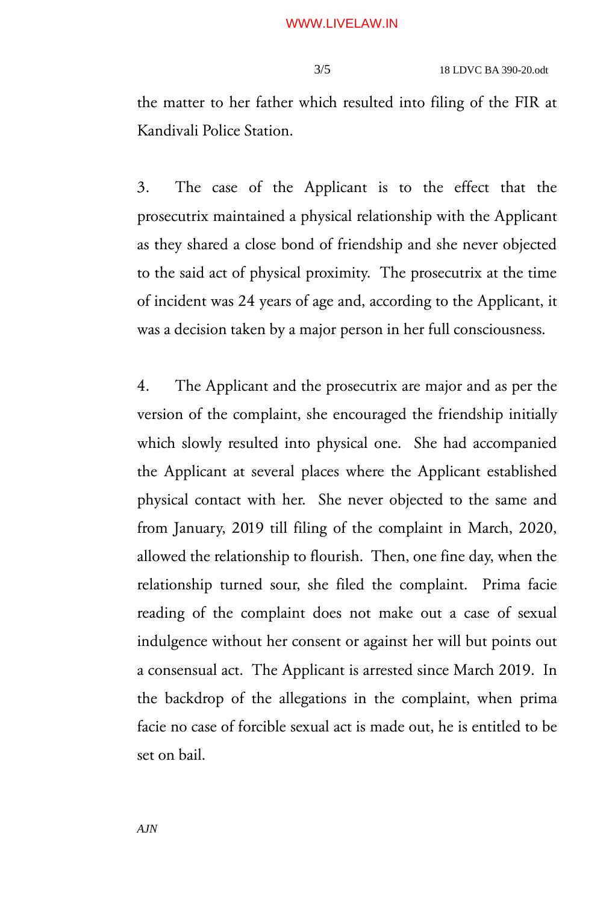the matter to her father which resulted into filing of the FIR at Kandivali Police Station.

3. The case of the Applicant is to the effect that the prosecutrix maintained a physical relationship with the Applicant as they shared a close bond of friendship and she never objected to the said act of physical proximity. The prosecutrix at the time of incident was 24 years of age and, according to the Applicant, it was a decision taken by a major person in her full consciousness.

4. The Applicant and the prosecutrix are major and as per the version of the complaint, she encouraged the friendship initially which slowly resulted into physical one. She had accompanied the Applicant at several places where the Applicant established physical contact with her. She never objected to the same and from January, 2019 till filing of the complaint in March, 2020, allowed the relationship to flourish. Then, one fine day, when the relationship turned sour, she filed the complaint. Prima facie reading of the complaint does not make out a case of sexual indulgence without her consent or against her will but points out a consensual act. The Applicant is arrested since March 2019. In the backdrop of the allegations in the complaint, when prima facie no case of forcible sexual act is made out, he is entitled to be set on bail.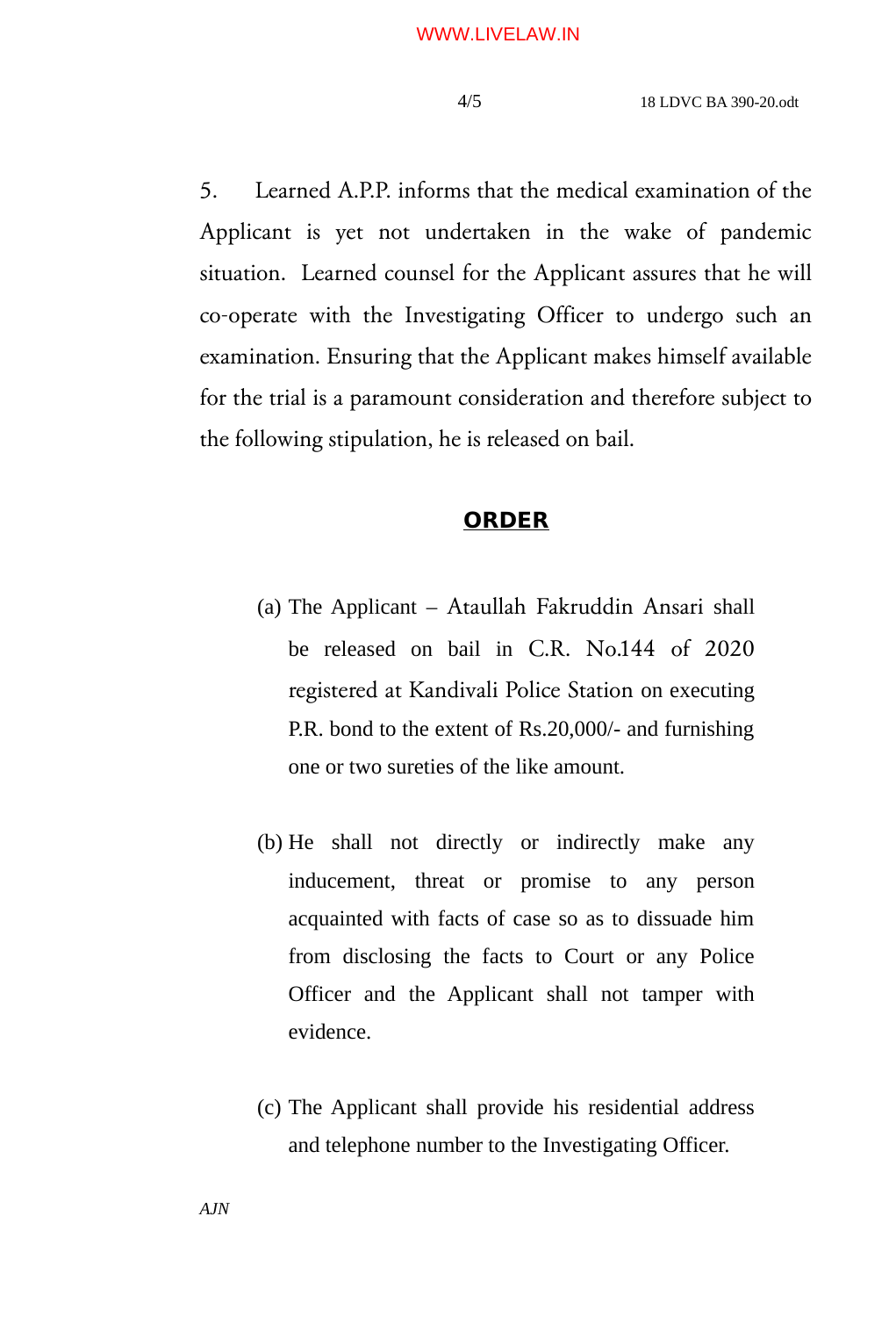5. Learned A.P.P. informs that the medical examination of the Applicant is yet not undertaken in the wake of pandemic situation. Learned counsel for the Applicant assures that he will co-operate with the Investigating Officer to undergo such an examination. Ensuring that the Applicant makes himself available for the trial is a paramount consideration and therefore subject to the following stipulation, he is released on bail.

## **ORDER**

(a) The Applicant – Ataullah Fakruddin Ansari shall be released on bail in C.R. No.144 of 2020 registered at Kandivali Police Station on executing P.R. bond to the extent of Rs.20,000/- and furnishing one or two sureties of the like amount.

(b) He shall not directly or indirectly make any inducement, threat or promise to any person acquainted with facts of case so as to dissuade him from disclosing the facts to Court or any Police Officer and the Applicant shall not tamper with evidence.

(c) The Applicant shall provide his residential address and telephone number to the Investigating Officer.

*AJN*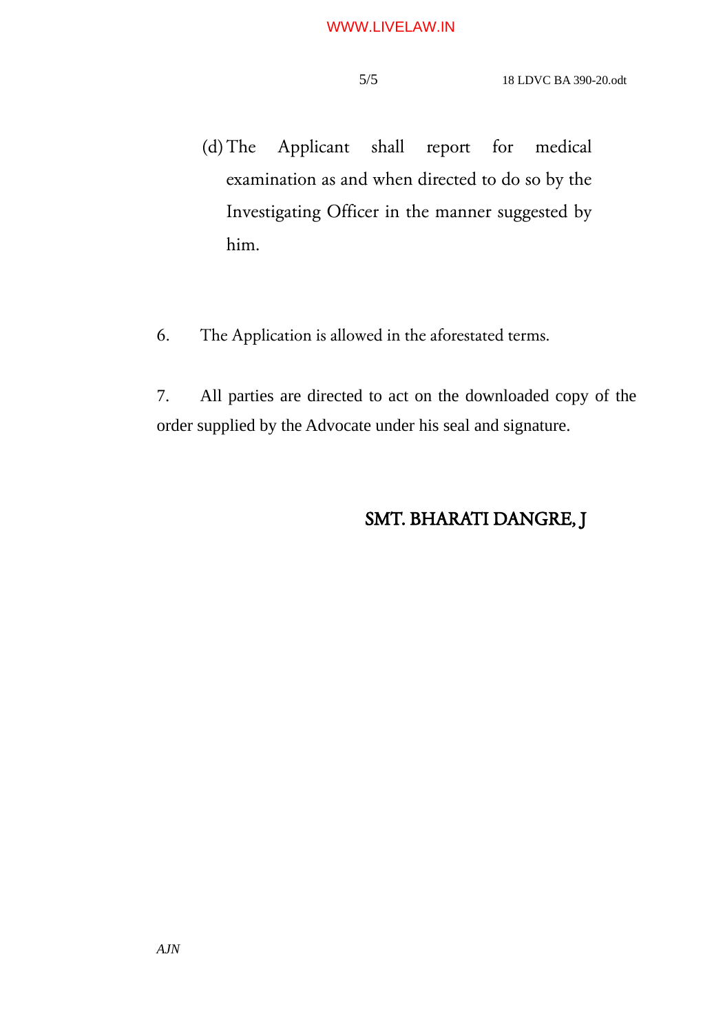(d) The Applicant shall report for medical examination as and when directed to do so by the Investigating Officer in the manner suggested by him.

6. The Application is allowed in the aforestated terms.

7. All parties are directed to act on the downloaded copy of the order supplied by the Advocate under his seal and signature.

**SMT. BHARATI DANGRE, J**

*AJN*